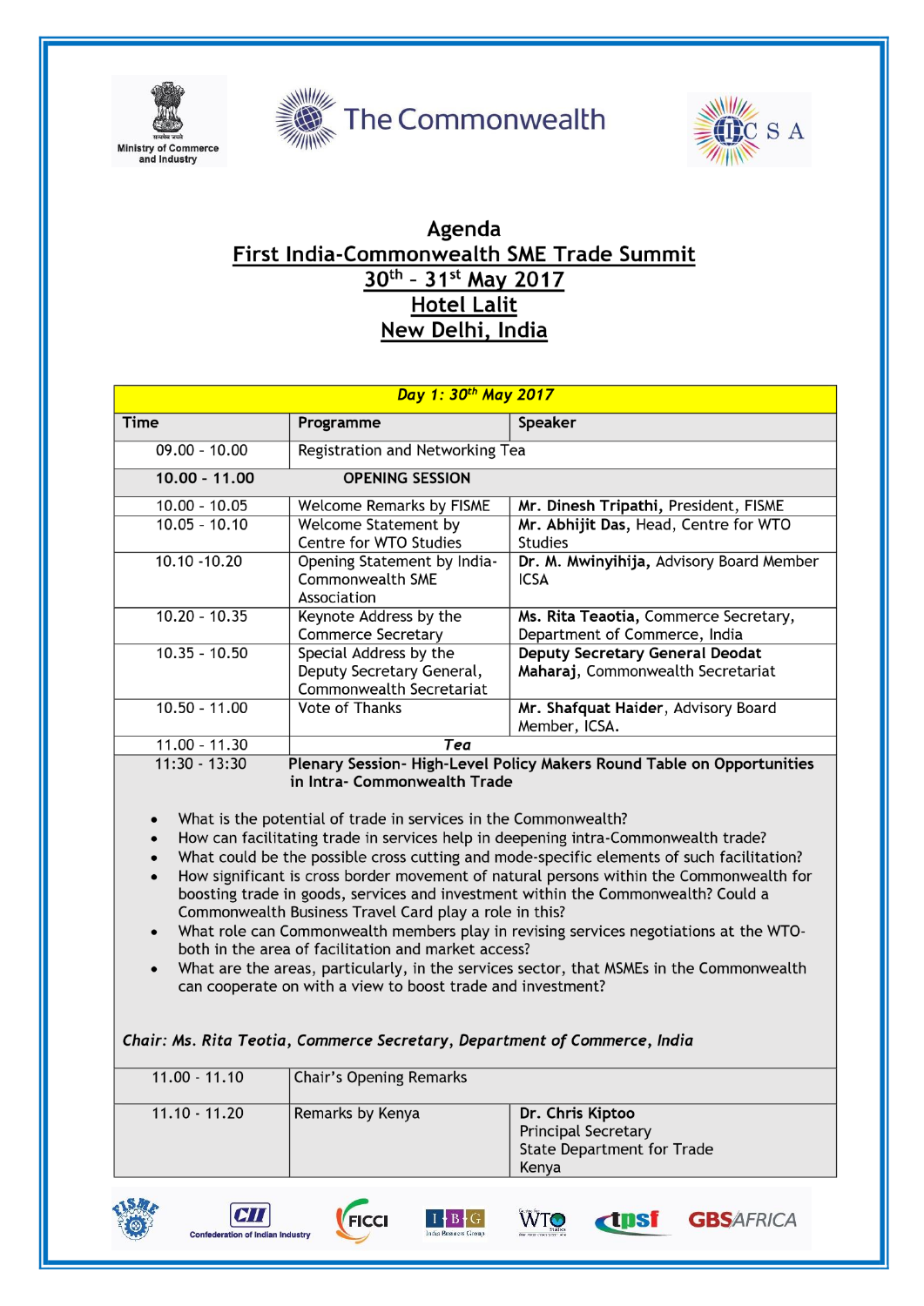Ministry of Commerce and Industry

The Commonwealth

ICSA

# Agenda

## First India-Commonwealth SME Trade Summit

## 30th – 31st May 2017

## Hotel Lalit

## New Delhi, India

| *Day 1: 30th May 2017* | | |
|---|---|---|
| **Time** | **Programme** | **Speaker** |
| 09.00 - 10.00 | Registration and Networking Tea | |
| **10.00 - 11.00** | **OPENING SESSION** | |
| 10.00 - 10.05 | Welcome Remarks by FISME | **Mr. Dinesh Tripathi,** President, FISME |
| 10.05 - 10.10 | Welcome Statement by Centre for WTO Studies | **Mr. Abhijit Das,** Head, Centre for WTO Studies |
| 10.10 -10.20 | Opening Statement by India-Commonwealth SME Association | **Dr. M. Mwinyihija,** Advisory Board Member ICSA |
| 10.20 - 10.35 | Keynote Address by the Commerce Secretary | **Ms. Rita Teaotia,** Commerce Secretary, Department of Commerce, India |
| 10.35 - 10.50 | Special Address by the Deputy Secretary General, Commonwealth Secretariat | **Deputy Secretary General Deodat Maharaj,** Commonwealth Secretariat |
| 10.50 - 11.00 | Vote of Thanks | **Mr. Shafquat Haider,** Advisory Board Member, ICSA. |
| 11.00 - 11.30 | ***Tea*** | |
| 11:30 - 13:30 | **Plenary Session- High-Level Policy Makers Round Table on Opportunities in Intra- Commonwealth Trade** | |

- What is the potential of trade in services in the Commonwealth?
- How can facilitating trade in services help in deepening intra-Commonwealth trade?
- What could be the possible cross cutting and mode-specific elements of such facilitation?
- How significant is cross border movement of natural persons within the Commonwealth for boosting trade in goods, services and investment within the Commonwealth? Could a Commonwealth Business Travel Card play a role in this?
- What role can Commonwealth members play in revising services negotiations at the WTO- both in the area of facilitation and market access?
- What are the areas, particularly, in the services sector, that MSMEs in the Commonwealth can cooperate on with a view to boost trade and investment?

*Chair: Ms. Rita Teotia, Commerce Secretary, Department of Commerce, India*

| | | |
|---|---|---|
| 11.00 - 11.10 | Chair's Opening Remarks | |
| 11.10 - 11.20 | Remarks by Kenya | **Dr. Chris Kiptoo** Principal Secretary State Department for Trade Kenya |

FISME | CII Confederation of Indian Industry | FICCI | IBG India Business Group | Centre for WTO Studies | tpsf | GBSAFRICA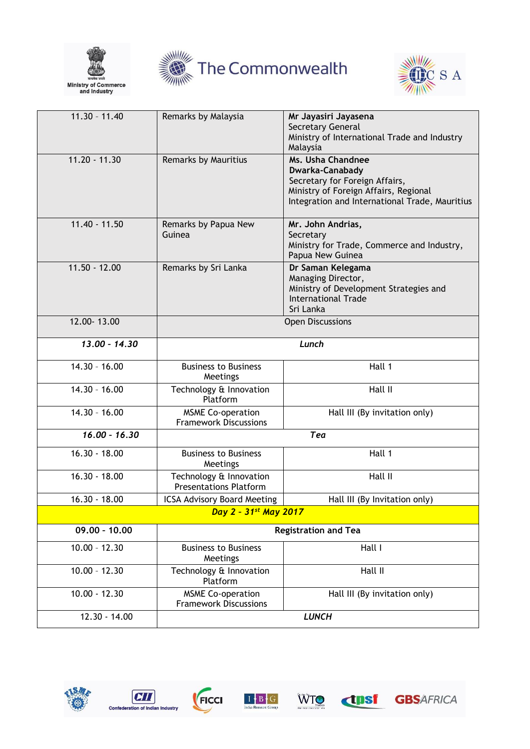| | | |
|---|---|---|
| 11.30 - 11.40 | Remarks by Malaysia | **Mr Jayasiri Jayasena**<br>Secretary General<br>Ministry of International Trade and Industry Malaysia |
| 11.20 - 11.30 | Remarks by Mauritius | **Ms. Usha Chandnee Dwarka-Canabady**<br>Secretary for Foreign Affairs,<br>Ministry of Foreign Affairs, Regional Integration and International Trade, Mauritius |
| 11.40 - 11.50 | Remarks by Papua New Guinea | **Mr. John Andrias,**<br>Secretary<br>Ministry for Trade, Commerce and Industry, Papua New Guinea |
| 11.50 - 12.00 | Remarks by Sri Lanka | **Dr Saman Kelegama**<br>Managing Director,<br>Ministry of Development Strategies and International Trade<br>Sri Lanka |
| 12.00- 13.00 | Open Discussions | |
| ***13.00 - 14.30*** | ***Lunch*** | |
| 14.30 - 16.00 | Business to Business Meetings | Hall 1 |
| 14.30 - 16.00 | Technology & Innovation Platform | Hall II |
| 14.30 - 16.00 | MSME Co-operation Framework Discussions | Hall III (By invitation only) |
| ***16.00 - 16.30*** | ***Tea*** | |
| 16.30 - 18.00 | Business to Business Meetings | Hall 1 |
| 16.30 - 18.00 | Technology & Innovation Presentations Platform | Hall II |
| 16.30 - 18.00 | ICSA Advisory Board Meeting | Hall III (By Invitation only) |
| ***Day 2 - 31st May 2017*** | | |
| **09.00 - 10.00** | **Registration and Tea** | |
| 10.00 - 12.30 | Business to Business Meetings | Hall I |
| 10.00 - 12.30 | Technology & Innovation Platform | Hall II |
| 10.00 - 12.30 | MSME Co-operation Framework Discussions | Hall III (By invitation only) |
| 12.30 - 14.00 | ***LUNCH*** | |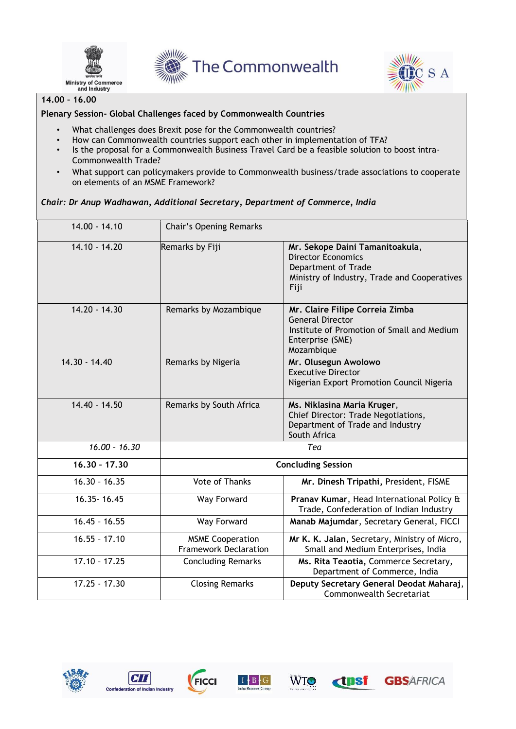**14.00 - 16.00**

**Plenary Session- Global Challenges faced by Commonwealth Countries**

- What challenges does Brexit pose for the Commonwealth countries?
- How can Commonwealth countries support each other in implementation of TFA?
- Is the proposal for a Commonwealth Business Travel Card be a feasible solution to boost intra-Commonwealth Trade?
- What support can policymakers provide to Commonwealth business/trade associations to cooperate on elements of an MSME Framework?

***Chair: Dr Anup Wadhawan, Additional Secretary, Department of Commerce, India***

| | | |
|---|---|---|
| 14.00 - 14.10 | Chair's Opening Remarks | |
| 14.10 - 14.20 | Remarks by Fiji | **Mr. Sekope Daini Tamanitoakula**, Director Economics Department of Trade Ministry of Industry, Trade and Cooperatives Fiji |
| 14.20 - 14.30 | Remarks by Mozambique | **Mr. Claire Filipe Correia Zimba** General Director Institute of Promotion of Small and Medium Enterprise (SME) Mozambique |
| 14.30 - 14.40 | Remarks by Nigeria | **Mr. Olusegun Awolowo** Executive Director Nigerian Export Promotion Council Nigeria |
| 14.40 - 14.50 | Remarks by South Africa | **Ms. Niklasina Maria Kruger**, Chief Director: Trade Negotiations, Department of Trade and Industry South Africa |
| *16.00 - 16.30* | *Tea* | |
| **16.30 - 17.30** | **Concluding Session** | |
| 16.30 - 16.35 | Vote of Thanks | **Mr. Dinesh Tripathi**, President, FISME |
| 16.35- 16.45 | Way Forward | **Pranav Kumar**, Head International Policy & Trade, Confederation of Indian Industry |
| 16.45 - 16.55 | Way Forward | **Manab Majumdar**, Secretary General, FICCI |
| 16.55 - 17.10 | MSME Cooperation Framework Declaration | **Mr K. K. Jalan**, Secretary, Ministry of Micro, Small and Medium Enterprises, India |
| 17.10 - 17.25 | Concluding Remarks | **Ms. Rita Teaotia,** Commerce Secretary, Department of Commerce, India |
| 17.25 - 17.30 | Closing Remarks | **Deputy Secretary General Deodat Maharaj**, Commonwealth Secretariat |